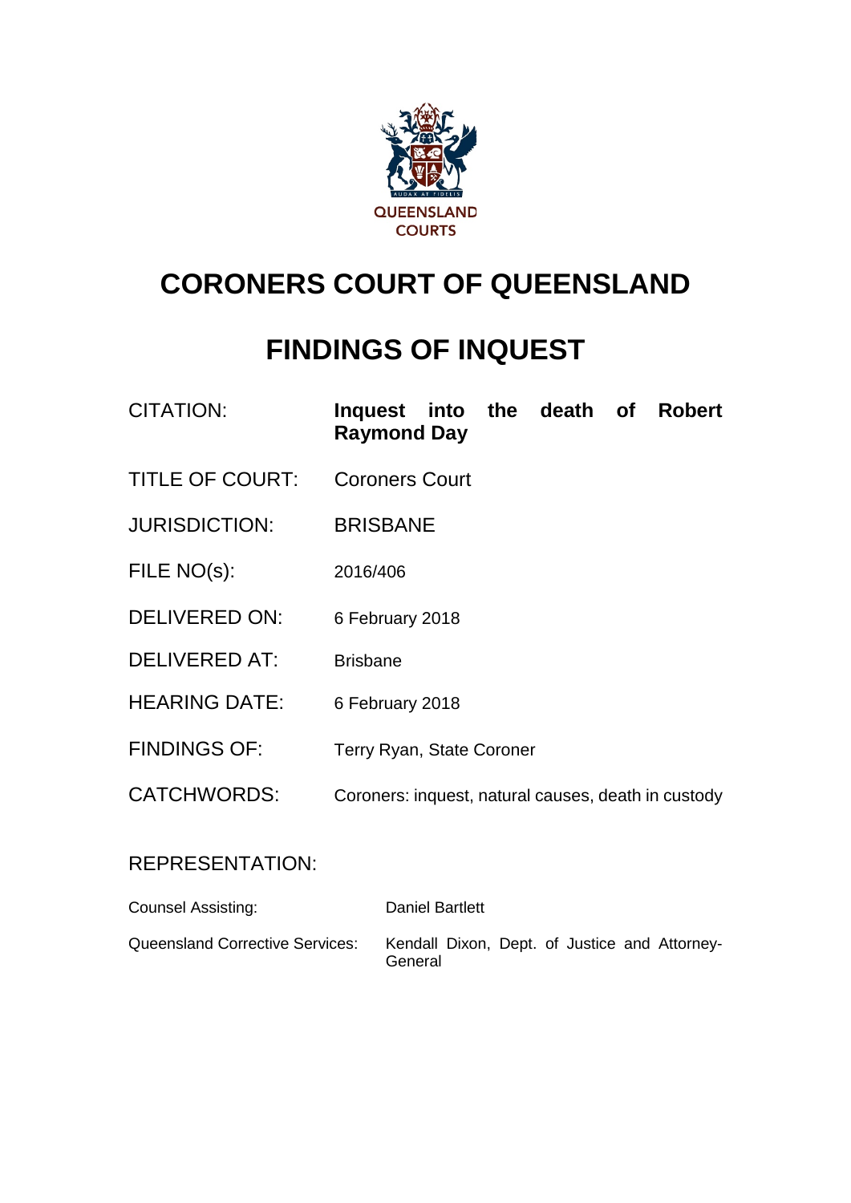QUEENSLAND COURTS

# CORONERS COURT OF QUEENSLAND

# FINDINGS OF INQUEST

| | |
|---|---|
| CITATION: | **Inquest into the death of Robert Raymond Day** |
| TITLE OF COURT: | Coroners Court |
| JURISDICTION: | BRISBANE |
| FILE NO(s): | 2016/406 |
| DELIVERED ON: | 6 February 2018 |
| DELIVERED AT: | Brisbane |
| HEARING DATE: | 6 February 2018 |
| FINDINGS OF: | Terry Ryan, State Coroner |
| CATCHWORDS: | Coroners: inquest, natural causes, death in custody |

## REPRESENTATION:

| | |
|---|---|
| Counsel Assisting: | Daniel Bartlett |
| Queensland Corrective Services: | Kendall Dixon, Dept. of Justice and Attorney-General |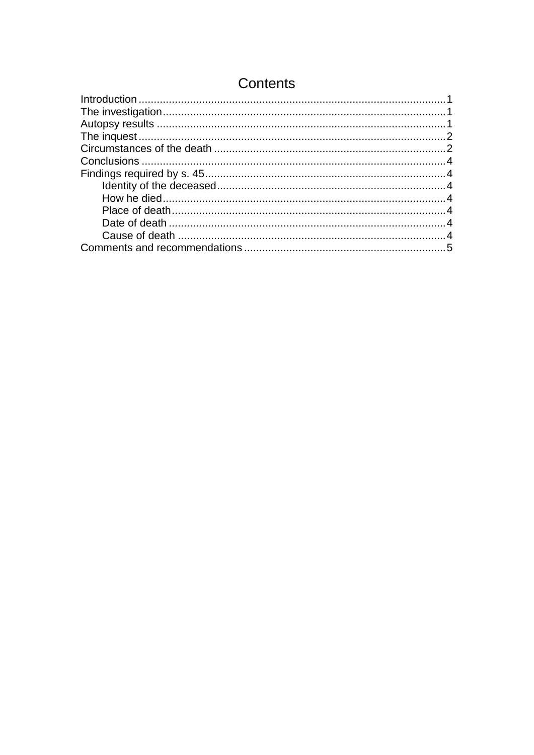# Contents

- Introduction ..... 1
- The investigation ..... 1
- Autopsy results ..... 1
- The inquest ..... 2
- Circumstances of the death ..... 2
- Conclusions ..... 4
- Findings required by s. 45 ..... 4
  - Identity of the deceased ..... 4
  - How he died ..... 4
  - Place of death ..... 4
  - Date of death ..... 4
  - Cause of death ..... 4
- Comments and recommendations ..... 5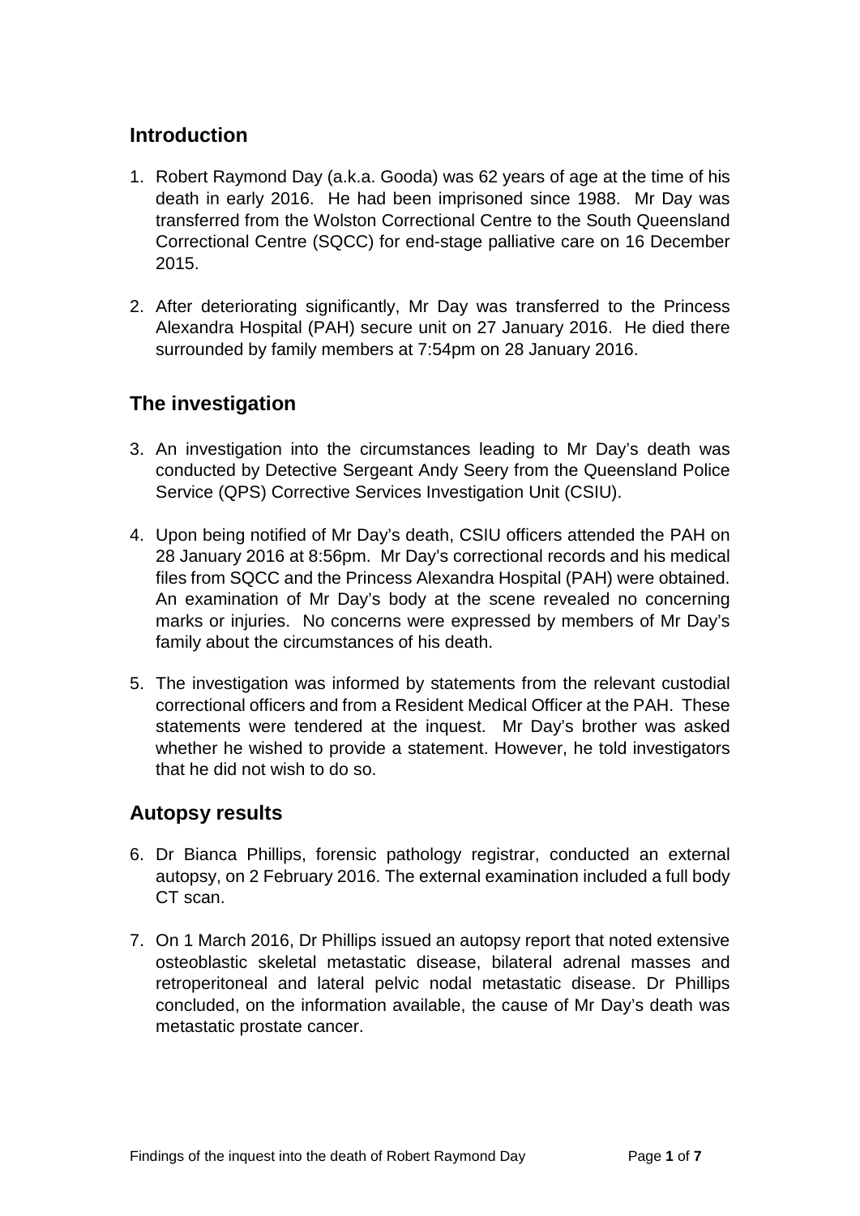## Introduction

1. Robert Raymond Day (a.k.a. Gooda) was 62 years of age at the time of his death in early 2016. He had been imprisoned since 1988. Mr Day was transferred from the Wolston Correctional Centre to the South Queensland Correctional Centre (SQCC) for end-stage palliative care on 16 December 2015.

2. After deteriorating significantly, Mr Day was transferred to the Princess Alexandra Hospital (PAH) secure unit on 27 January 2016. He died there surrounded by family members at 7:54pm on 28 January 2016.

## The investigation

3. An investigation into the circumstances leading to Mr Day's death was conducted by Detective Sergeant Andy Seery from the Queensland Police Service (QPS) Corrective Services Investigation Unit (CSIU).

4. Upon being notified of Mr Day's death, CSIU officers attended the PAH on 28 January 2016 at 8:56pm. Mr Day's correctional records and his medical files from SQCC and the Princess Alexandra Hospital (PAH) were obtained. An examination of Mr Day's body at the scene revealed no concerning marks or injuries. No concerns were expressed by members of Mr Day's family about the circumstances of his death.

5. The investigation was informed by statements from the relevant custodial correctional officers and from a Resident Medical Officer at the PAH. These statements were tendered at the inquest. Mr Day's brother was asked whether he wished to provide a statement. However, he told investigators that he did not wish to do so.

## Autopsy results

6. Dr Bianca Phillips, forensic pathology registrar, conducted an external autopsy, on 2 February 2016. The external examination included a full body CT scan.

7. On 1 March 2016, Dr Phillips issued an autopsy report that noted extensive osteoblastic skeletal metastatic disease, bilateral adrenal masses and retroperitoneal and lateral pelvic nodal metastatic disease. Dr Phillips concluded, on the information available, the cause of Mr Day's death was metastatic prostate cancer.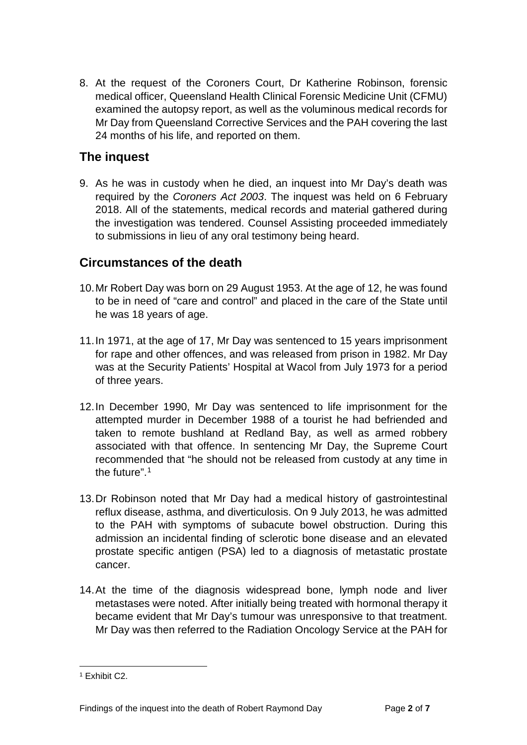8. At the request of the Coroners Court, Dr Katherine Robinson, forensic medical officer, Queensland Health Clinical Forensic Medicine Unit (CFMU) examined the autopsy report, as well as the voluminous medical records for Mr Day from Queensland Corrective Services and the PAH covering the last 24 months of his life, and reported on them.

## The inquest

9. As he was in custody when he died, an inquest into Mr Day's death was required by the *Coroners Act 2003*. The inquest was held on 6 February 2018. All of the statements, medical records and material gathered during the investigation was tendered. Counsel Assisting proceeded immediately to submissions in lieu of any oral testimony being heard.

## Circumstances of the death

10. Mr Robert Day was born on 29 August 1953. At the age of 12, he was found to be in need of "care and control" and placed in the care of the State until he was 18 years of age.

11. In 1971, at the age of 17, Mr Day was sentenced to 15 years imprisonment for rape and other offences, and was released from prison in 1982. Mr Day was at the Security Patients' Hospital at Wacol from July 1973 for a period of three years.

12. In December 1990, Mr Day was sentenced to life imprisonment for the attempted murder in December 1988 of a tourist he had befriended and taken to remote bushland at Redland Bay, as well as armed robbery associated with that offence. In sentencing Mr Day, the Supreme Court recommended that "he should not be released from custody at any time in the future".[1]

13. Dr Robinson noted that Mr Day had a medical history of gastrointestinal reflux disease, asthma, and diverticulosis. On 9 July 2013, he was admitted to the PAH with symptoms of subacute bowel obstruction. During this admission an incidental finding of sclerotic bone disease and an elevated prostate specific antigen (PSA) led to a diagnosis of metastatic prostate cancer.

14. At the time of the diagnosis widespread bone, lymph node and liver metastases were noted. After initially being treated with hormonal therapy it became evident that Mr Day's tumour was unresponsive to that treatment. Mr Day was then referred to the Radiation Oncology Service at the PAH for

[1] Exhibit C2.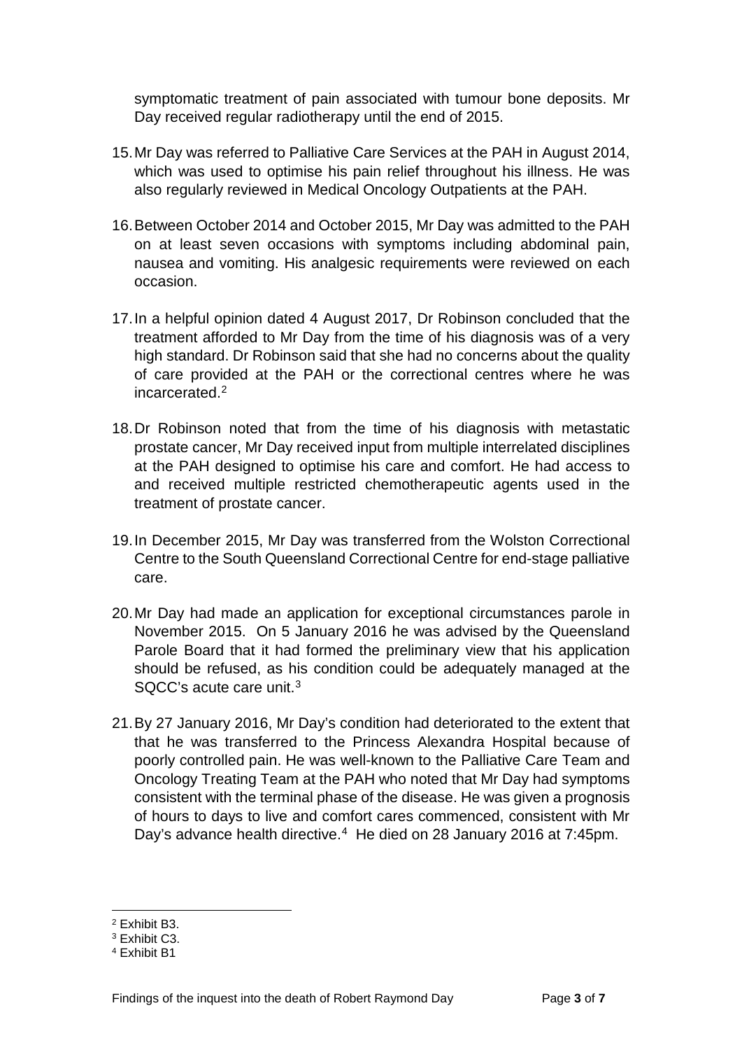symptomatic treatment of pain associated with tumour bone deposits. Mr Day received regular radiotherapy until the end of 2015.

15. Mr Day was referred to Palliative Care Services at the PAH in August 2014, which was used to optimise his pain relief throughout his illness. He was also regularly reviewed in Medical Oncology Outpatients at the PAH.

16. Between October 2014 and October 2015, Mr Day was admitted to the PAH on at least seven occasions with symptoms including abdominal pain, nausea and vomiting. His analgesic requirements were reviewed on each occasion.

17. In a helpful opinion dated 4 August 2017, Dr Robinson concluded that the treatment afforded to Mr Day from the time of his diagnosis was of a very high standard. Dr Robinson said that she had no concerns about the quality of care provided at the PAH or the correctional centres where he was incarcerated.[2]

18. Dr Robinson noted that from the time of his diagnosis with metastatic prostate cancer, Mr Day received input from multiple interrelated disciplines at the PAH designed to optimise his care and comfort. He had access to and received multiple restricted chemotherapeutic agents used in the treatment of prostate cancer.

19. In December 2015, Mr Day was transferred from the Wolston Correctional Centre to the South Queensland Correctional Centre for end-stage palliative care.

20. Mr Day had made an application for exceptional circumstances parole in November 2015. On 5 January 2016 he was advised by the Queensland Parole Board that it had formed the preliminary view that his application should be refused, as his condition could be adequately managed at the SQCC's acute care unit.[3]

21. By 27 January 2016, Mr Day's condition had deteriorated to the extent that that he was transferred to the Princess Alexandra Hospital because of poorly controlled pain. He was well-known to the Palliative Care Team and Oncology Treating Team at the PAH who noted that Mr Day had symptoms consistent with the terminal phase of the disease. He was given a prognosis of hours to days to live and comfort cares commenced, consistent with Mr Day's advance health directive.[4] He died on 28 January 2016 at 7:45pm.

---

[2] Exhibit B3.

[3] Exhibit C3.

[4] Exhibit B1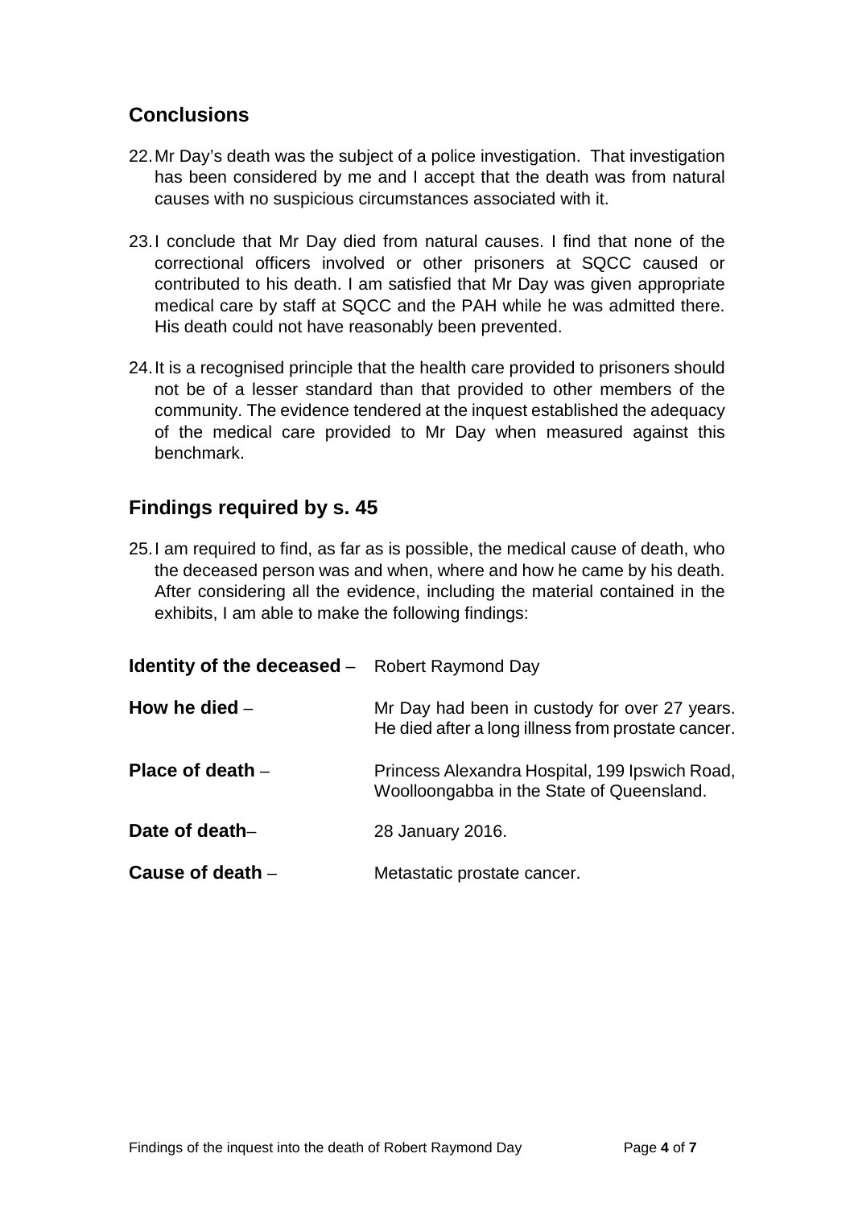## Conclusions

22. Mr Day's death was the subject of a police investigation. That investigation has been considered by me and I accept that the death was from natural causes with no suspicious circumstances associated with it.

23. I conclude that Mr Day died from natural causes. I find that none of the correctional officers involved or other prisoners at SQCC caused or contributed to his death. I am satisfied that Mr Day was given appropriate medical care by staff at SQCC and the PAH while he was admitted there. His death could not have reasonably been prevented.

24. It is a recognised principle that the health care provided to prisoners should not be of a lesser standard than that provided to other members of the community. The evidence tendered at the inquest established the adequacy of the medical care provided to Mr Day when measured against this benchmark.

## Findings required by s. 45

25. I am required to find, as far as is possible, the medical cause of death, who the deceased person was and when, where and how he came by his death. After considering all the evidence, including the material contained in the exhibits, I am able to make the following findings:

**Identity of the deceased** – Robert Raymond Day

**How he died** – Mr Day had been in custody for over 27 years. He died after a long illness from prostate cancer.

**Place of death** – Princess Alexandra Hospital, 199 Ipswich Road, Woolloongabba in the State of Queensland.

**Date of death**– 28 January 2016.

**Cause of death** – Metastatic prostate cancer.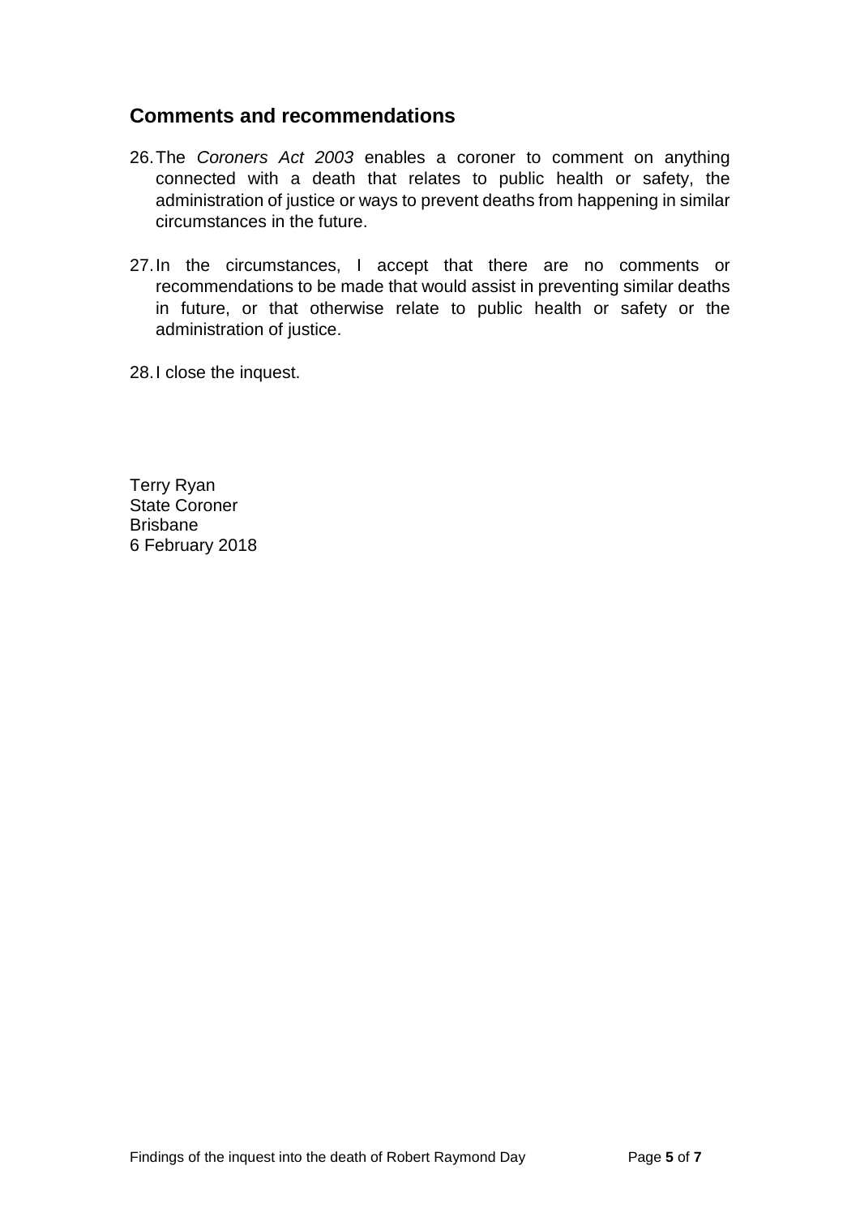## Comments and recommendations

26. The *Coroners Act 2003* enables a coroner to comment on anything connected with a death that relates to public health or safety, the administration of justice or ways to prevent deaths from happening in similar circumstances in the future.

27. In the circumstances, I accept that there are no comments or recommendations to be made that would assist in preventing similar deaths in future, or that otherwise relate to public health or safety or the administration of justice.

28. I close the inquest.

Terry Ryan
State Coroner
Brisbane
6 February 2018